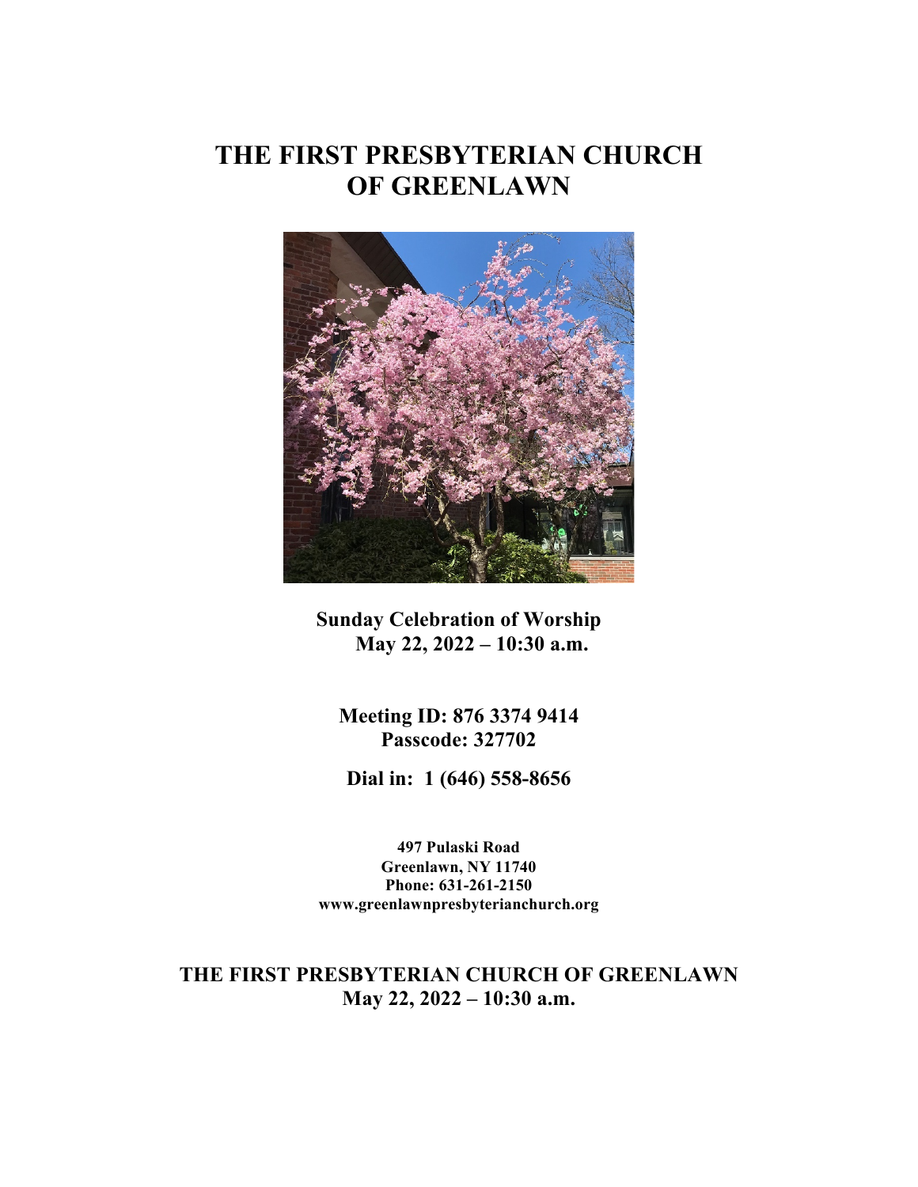# THE FIRST PRESBYTERIAN CHURCH OF GREENLAWN

**Sunday Celebration of Worship**
**May 22, 2022 – 10:30 a.m.**

**Meeting ID: 876 3374 9414**
**Passcode: 327702**

**Dial in: 1 (646) 558-8656**

**497 Pulaski Road**
**Greenlawn, NY 11740**
**Phone: 631-261-2150**
**www.greenlawnpresbyterianchurch.org**

## THE FIRST PRESBYTERIAN CHURCH OF GREENLAWN
**May 22, 2022 – 10:30 a.m.**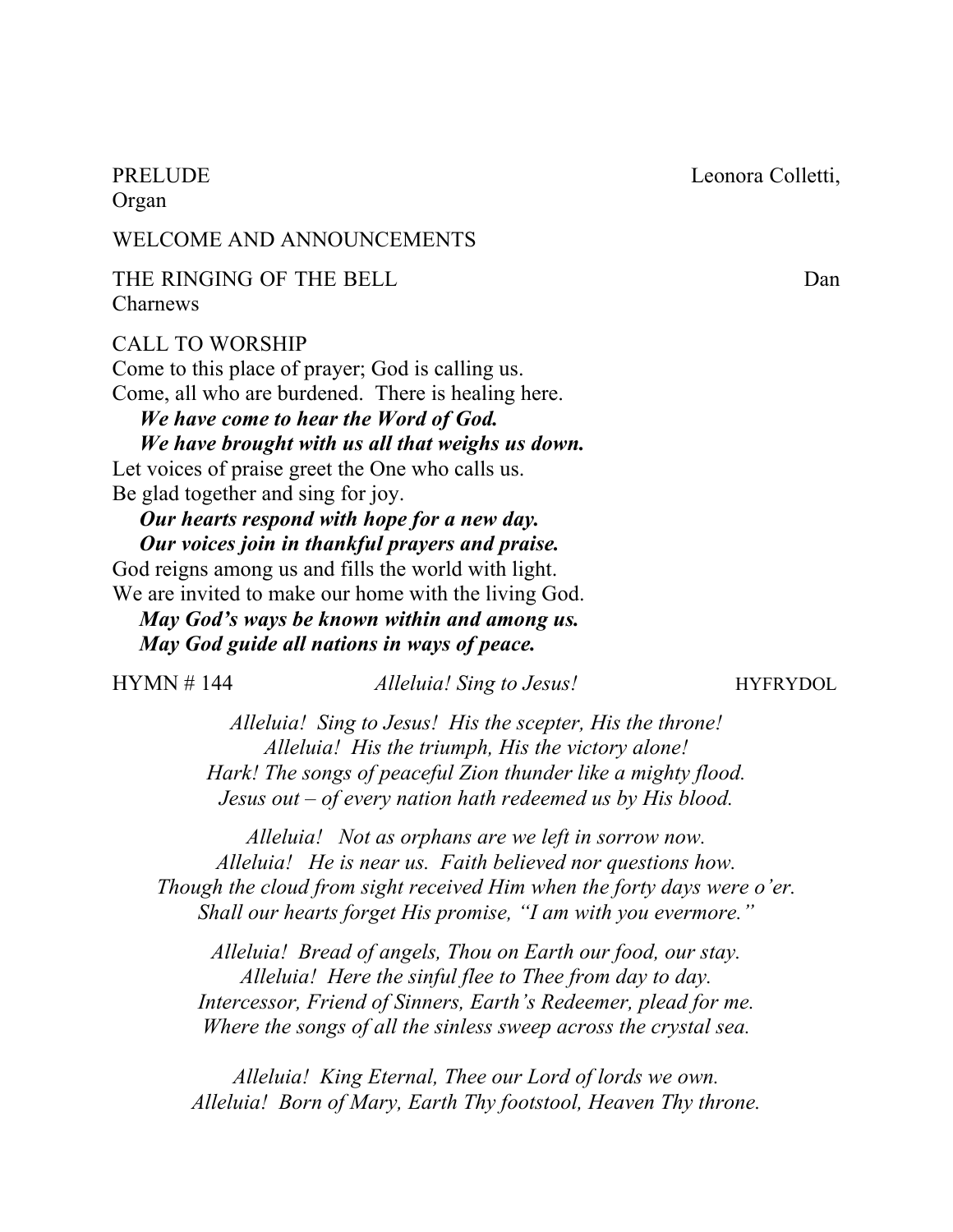PRELUDE Leonora Colletti, Organ

WELCOME AND ANNOUNCEMENTS

THE RINGING OF THE BELL Dan Charnews

CALL TO WORSHIP

Come to this place of prayer; God is calling us.
Come, all who are burdened. There is healing here.
***We have come to hear the Word of God.***
***We have brought with us all that weighs us down.***
Let voices of praise greet the One who calls us.
Be glad together and sing for joy.
***Our hearts respond with hope for a new day.***
***Our voices join in thankful prayers and praise.***
God reigns among us and fills the world with light.
We are invited to make our home with the living God.
***May God's ways be known within and among us.***
***May God guide all nations in ways of peace.***

HYMN # 144 *Alleluia! Sing to Jesus!* HYFRYDOL

*Alleluia! Sing to Jesus! His the scepter, His the throne!*
*Alleluia! His the triumph, His the victory alone!*
*Hark! The songs of peaceful Zion thunder like a mighty flood.*
*Jesus out – of every nation hath redeemed us by His blood.*

*Alleluia! Not as orphans are we left in sorrow now.*
*Alleluia! He is near us. Faith believed nor questions how.*
*Though the cloud from sight received Him when the forty days were o'er.*
*Shall our hearts forget His promise, "I am with you evermore."*

*Alleluia! Bread of angels, Thou on Earth our food, our stay.*
*Alleluia! Here the sinful flee to Thee from day to day.*
*Intercessor, Friend of Sinners, Earth's Redeemer, plead for me.*
*Where the songs of all the sinless sweep across the crystal sea.*

*Alleluia! King Eternal, Thee our Lord of lords we own.*
*Alleluia! Born of Mary, Earth Thy footstool, Heaven Thy throne.*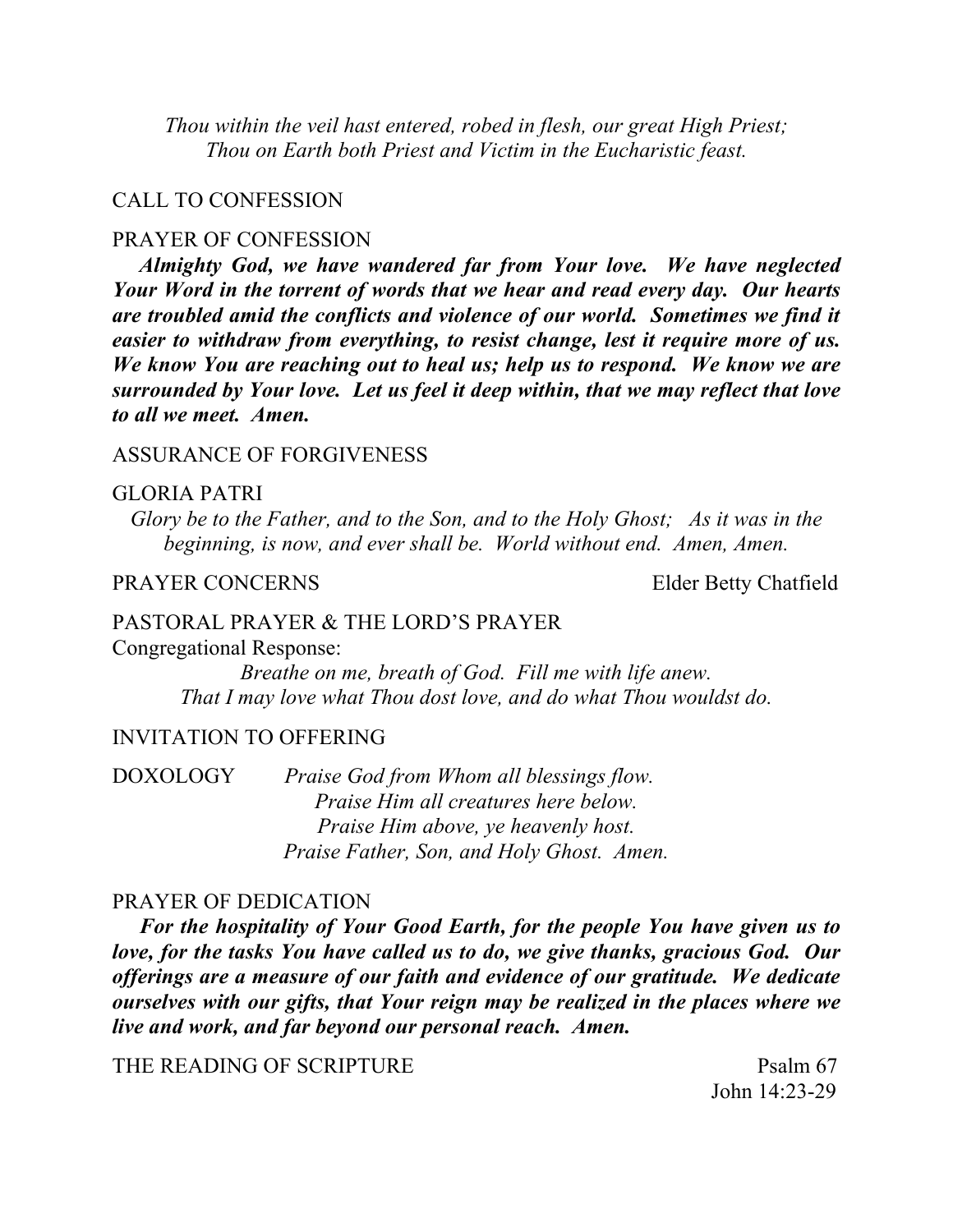*Thou within the veil hast entered, robed in flesh, our great High Priest;*
*Thou on Earth both Priest and Victim in the Eucharistic feast.*

CALL TO CONFESSION

PRAYER OF CONFESSION

***Almighty God, we have wandered far from Your love. We have neglected Your Word in the torrent of words that we hear and read every day. Our hearts are troubled amid the conflicts and violence of our world. Sometimes we find it easier to withdraw from everything, to resist change, lest it require more of us. We know You are reaching out to heal us; help us to respond. We know we are surrounded by Your love. Let us feel it deep within, that we may reflect that love to all we meet. Amen.***

ASSURANCE OF FORGIVENESS

GLORIA PATRI

*Glory be to the Father, and to the Son, and to the Holy Ghost; As it was in the beginning, is now, and ever shall be. World without end. Amen, Amen.*

PRAYER CONCERNS — Elder Betty Chatfield

PASTORAL PRAYER & THE LORD'S PRAYER

Congregational Response:

*Breathe on me, breath of God. Fill me with life anew.*
*That I may love what Thou dost love, and do what Thou wouldst do.*

INVITATION TO OFFERING

DOXOLOGY

*Praise God from Whom all blessings flow.*
*Praise Him all creatures here below.*
*Praise Him above, ye heavenly host.*
*Praise Father, Son, and Holy Ghost. Amen.*

PRAYER OF DEDICATION

***For the hospitality of Your Good Earth, for the people You have given us to love, for the tasks You have called us to do, we give thanks, gracious God. Our offerings are a measure of our faith and evidence of our gratitude. We dedicate ourselves with our gifts, that Your reign may be realized in the places where we live and work, and far beyond our personal reach. Amen.***

THE READING OF SCRIPTURE — Psalm 67
John 14:23-29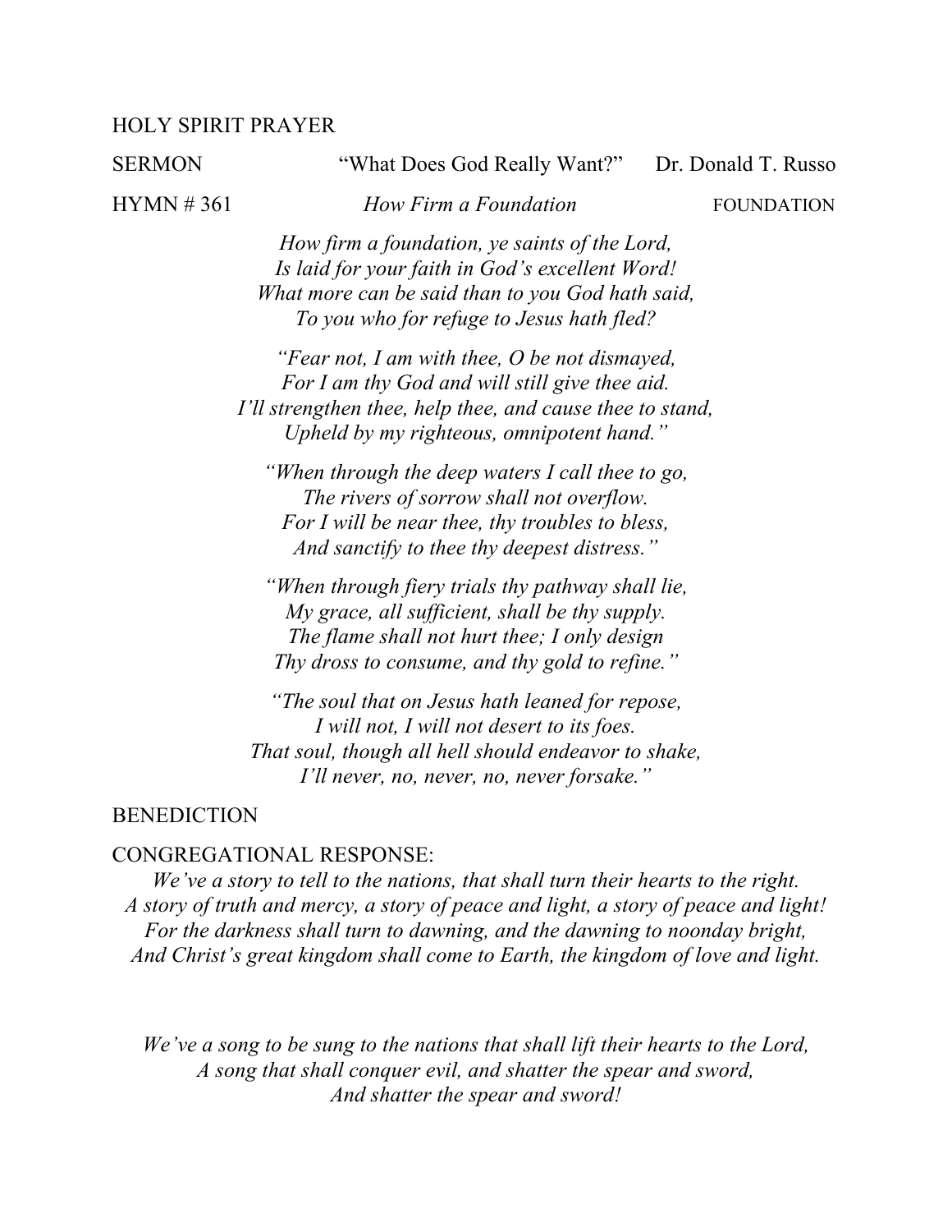HOLY SPIRIT PRAYER

SERMON "What Does God Really Want?" Dr. Donald T. Russo

HYMN # 361 *How Firm a Foundation* FOUNDATION

*How firm a foundation, ye saints of the Lord,*
*Is laid for your faith in God's excellent Word!*
*What more can be said than to you God hath said,*
*To you who for refuge to Jesus hath fled?*

*"Fear not, I am with thee, O be not dismayed,*
*For I am thy God and will still give thee aid.*
*I'll strengthen thee, help thee, and cause thee to stand,*
*Upheld by my righteous, omnipotent hand."*

*"When through the deep waters I call thee to go,*
*The rivers of sorrow shall not overflow.*
*For I will be near thee, thy troubles to bless,*
*And sanctify to thee thy deepest distress."*

*"When through fiery trials thy pathway shall lie,*
*My grace, all sufficient, shall be thy supply.*
*The flame shall not hurt thee; I only design*
*Thy dross to consume, and thy gold to refine."*

*"The soul that on Jesus hath leaned for repose,*
*I will not, I will not desert to its foes.*
*That soul, though all hell should endeavor to shake,*
*I'll never, no, never, no, never forsake."*

BENEDICTION

CONGREGATIONAL RESPONSE:

*We've a story to tell to the nations, that shall turn their hearts to the right.*
*A story of truth and mercy, a story of peace and light, a story of peace and light!*
*For the darkness shall turn to dawning, and the dawning to noonday bright,*
*And Christ's great kingdom shall come to Earth, the kingdom of love and light.*

*We've a song to be sung to the nations that shall lift their hearts to the Lord,*
*A song that shall conquer evil, and shatter the spear and sword,*
*And shatter the spear and sword!*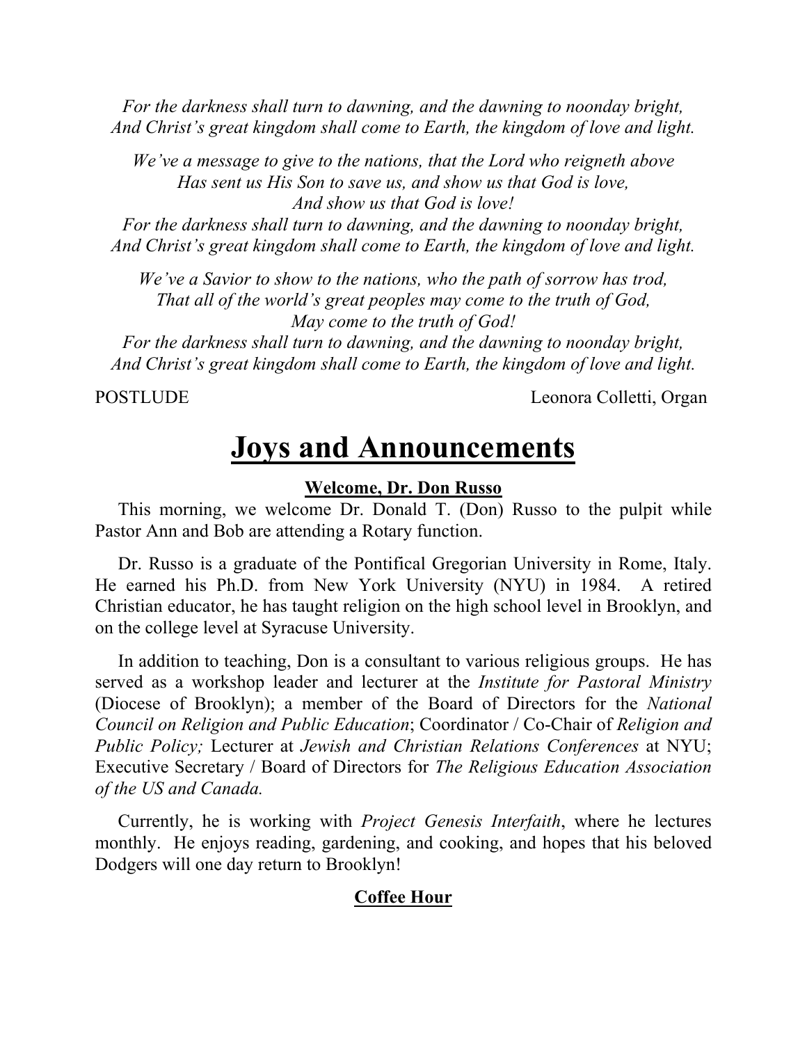*For the darkness shall turn to dawning, and the dawning to noonday bright,*
*And Christ's great kingdom shall come to Earth, the kingdom of love and light.*

*We've a message to give to the nations, that the Lord who reigneth above*
*Has sent us His Son to save us, and show us that God is love,*
*And show us that God is love!*
*For the darkness shall turn to dawning, and the dawning to noonday bright,*
*And Christ's great kingdom shall come to Earth, the kingdom of love and light.*

*We've a Savior to show to the nations, who the path of sorrow has trod,*
*That all of the world's great peoples may come to the truth of God,*
*May come to the truth of God!*
*For the darkness shall turn to dawning, and the dawning to noonday bright,*
*And Christ's great kingdom shall come to Earth, the kingdom of love and light.*

POSTLUDE Leonora Colletti, Organ

# Joys and Announcements

### Welcome, Dr. Don Russo

This morning, we welcome Dr. Donald T. (Don) Russo to the pulpit while Pastor Ann and Bob are attending a Rotary function.

Dr. Russo is a graduate of the Pontifical Gregorian University in Rome, Italy. He earned his Ph.D. from New York University (NYU) in 1984. A retired Christian educator, he has taught religion on the high school level in Brooklyn, and on the college level at Syracuse University.

In addition to teaching, Don is a consultant to various religious groups. He has served as a workshop leader and lecturer at the *Institute for Pastoral Ministry* (Diocese of Brooklyn); a member of the Board of Directors for the *National Council on Religion and Public Education*; Coordinator / Co-Chair of *Religion and Public Policy;* Lecturer at *Jewish and Christian Relations Conferences* at NYU; Executive Secretary / Board of Directors for *The Religious Education Association of the US and Canada.*

Currently, he is working with *Project Genesis Interfaith*, where he lectures monthly. He enjoys reading, gardening, and cooking, and hopes that his beloved Dodgers will one day return to Brooklyn!

### Coffee Hour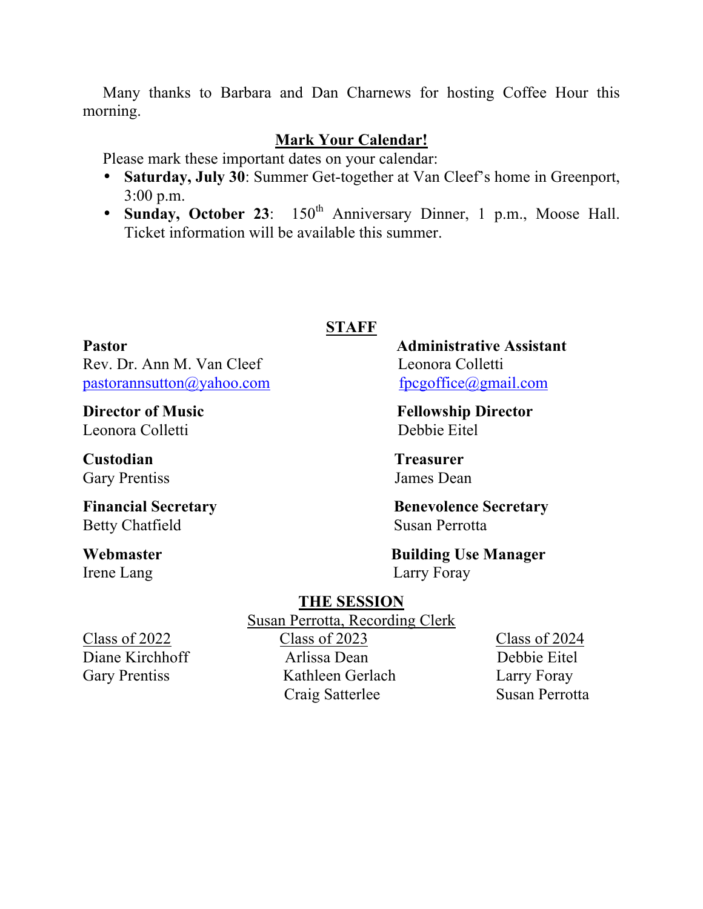Many thanks to Barbara and Dan Charnews for hosting Coffee Hour this morning.

## Mark Your Calendar!

Please mark these important dates on your calendar:

- **Saturday, July 30**: Summer Get-together at Van Cleef's home in Greenport, 3:00 p.m.
- **Sunday, October 23**: 150th Anniversary Dinner, 1 p.m., Moose Hall. Ticket information will be available this summer.

## STAFF

**Pastor**
Rev. Dr. Ann M. Van Cleef
pastorannsutton@yahoo.com

**Administrative Assistant**
Leonora Colletti
fpcgoffice@gmail.com

**Director of Music**
Leonora Colletti

**Fellowship Director**
Debbie Eitel

**Custodian**
Gary Prentiss

**Treasurer**
James Dean

**Financial Secretary**
Betty Chatfield

**Benevolence Secretary**
Susan Perrotta

**Webmaster**
Irene Lang

**Building Use Manager**
Larry Foray

## THE SESSION

Susan Perrotta, Recording Clerk

| Class of 2022 | Class of 2023 | Class of 2024 |
|---|---|---|
| Diane Kirchhoff | Arlissa Dean | Debbie Eitel |
| Gary Prentiss | Kathleen Gerlach | Larry Foray |
| | Craig Satterlee | Susan Perrotta |